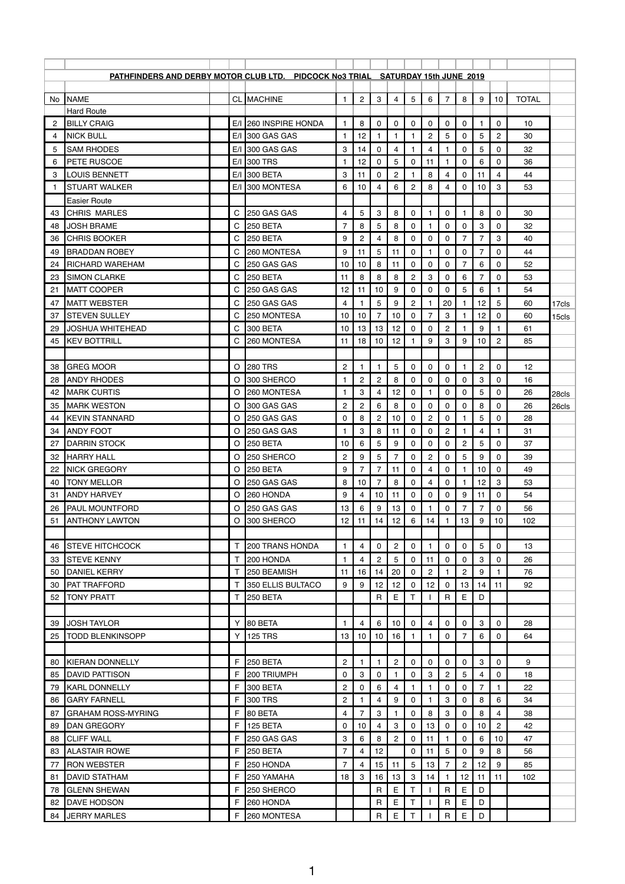## PATHFINDERS AND DERBY MOTOR CLUB LTD. PIDCOCK No3 TRIAL SATURDAY 15th JUNE 2019

| No | NAME | CL | MACHINE | 1 | 2 | 3 | 4 | 5 | 6 | 7 | 8 | 9 | 10 | TOTAL | |
|---|---|---|---|---|---|---|---|---|---|---|---|---|---|---|---|
| | Hard Route | | | | | | | | | | | | | | |
| 2 | BILLY CRAIG | E/I | 260 INSPIRE HONDA | 1 | 8 | 0 | 0 | 0 | 0 | 0 | 0 | 1 | 0 | 10 | |
| 4 | NICK BULL | E/I | 300 GAS GAS | 1 | 12 | 1 | 1 | 1 | 2 | 5 | 0 | 5 | 2 | 30 | |
| 5 | SAM RHODES | E/I | 300 GAS GAS | 3 | 14 | 0 | 4 | 1 | 4 | 1 | 0 | 5 | 0 | 32 | |
| 6 | PETE RUSCOE | E/I | 300 TRS | 1 | 12 | 0 | 5 | 0 | 11 | 1 | 0 | 6 | 0 | 36 | |
| 3 | LOUIS BENNETT | E/I | 300 BETA | 3 | 11 | 0 | 2 | 1 | 8 | 4 | 0 | 11 | 4 | 44 | |
| 1 | STUART WALKER | E/I | 300 MONTESA | 6 | 10 | 4 | 6 | 2 | 8 | 4 | 0 | 10 | 3 | 53 | |
| | Easier Route | | | | | | | | | | | | | | |
| 43 | CHRIS MARLES | C | 250 GAS GAS | 4 | 5 | 3 | 8 | 0 | 1 | 0 | 1 | 8 | 0 | 30 | |
| 48 | JOSH BRAME | C | 250 BETA | 7 | 8 | 5 | 8 | 0 | 1 | 0 | 0 | 3 | 0 | 32 | |
| 36 | CHRIS BOOKER | C | 250 BETA | 9 | 2 | 4 | 8 | 0 | 0 | 0 | 7 | 7 | 3 | 40 | |
| 49 | BRADDAN ROBEY | C | 260 MONTESA | 9 | 11 | 5 | 11 | 0 | 1 | 0 | 0 | 7 | 0 | 44 | |
| 24 | RICHARD WAREHAM | C | 250 GAS GAS | 10 | 10 | 8 | 11 | 0 | 0 | 0 | 7 | 6 | 0 | 52 | |
| 23 | SIMON CLARKE | C | 250 BETA | 11 | 8 | 8 | 8 | 2 | 3 | 0 | 6 | 7 | 0 | 53 | |
| 21 | MATT COOPER | C | 250 GAS GAS | 12 | 11 | 10 | 9 | 0 | 0 | 0 | 5 | 6 | 1 | 54 | |
| 47 | MATT WEBSTER | C | 250 GAS GAS | 4 | 1 | 5 | 9 | 2 | 1 | 20 | 1 | 12 | 5 | 60 | 17cls |
| 37 | STEVEN SULLEY | C | 250 MONTESA | 10 | 10 | 7 | 10 | 0 | 7 | 3 | 1 | 12 | 0 | 60 | 15cls |
| 29 | JOSHUA WHITEHEAD | C | 300 BETA | 10 | 13 | 13 | 12 | 0 | 0 | 2 | 1 | 9 | 1 | 61 | |
| 45 | KEV BOTTRILL | C | 260 MONTESA | 11 | 18 | 10 | 12 | 1 | 9 | 3 | 9 | 10 | 2 | 85 | |
| | | | | | | | | | | | | | | | |
| 38 | GREG MOOR | O | 280 TRS | 2 | 1 | 1 | 5 | 0 | 0 | 0 | 1 | 2 | 0 | 12 | |
| 28 | ANDY RHODES | O | 300 SHERCO | 1 | 2 | 2 | 8 | 0 | 0 | 0 | 0 | 3 | 0 | 16 | |
| 42 | MARK CURTIS | O | 260 MONTESA | 1 | 3 | 4 | 12 | 0 | 1 | 0 | 0 | 5 | 0 | 26 | 28cls |
| 35 | MARK WESTON | O | 300 GAS GAS | 2 | 2 | 6 | 8 | 0 | 0 | 0 | 0 | 8 | 0 | 26 | 26cls |
| 44 | KEVIN STANNARD | O | 250 GAS GAS | 0 | 8 | 2 | 10 | 0 | 2 | 0 | 1 | 5 | 0 | 28 | |
| 34 | ANDY FOOT | O | 250 GAS GAS | 1 | 3 | 8 | 11 | 0 | 0 | 2 | 1 | 4 | 1 | 31 | |
| 27 | DARRIN STOCK | O | 250 BETA | 10 | 6 | 5 | 9 | 0 | 0 | 0 | 2 | 5 | 0 | 37 | |
| 32 | HARRY HALL | O | 250 SHERCO | 2 | 9 | 5 | 7 | 0 | 2 | 0 | 5 | 9 | 0 | 39 | |
| 22 | NICK GREGORY | O | 250 BETA | 9 | 7 | 7 | 11 | 0 | 4 | 0 | 1 | 10 | 0 | 49 | |
| 40 | TONY MELLOR | O | 250 GAS GAS | 8 | 10 | 7 | 8 | 0 | 4 | 0 | 1 | 12 | 3 | 53 | |
| 31 | ANDY HARVEY | O | 260 HONDA | 9 | 4 | 10 | 11 | 0 | 0 | 0 | 9 | 11 | 0 | 54 | |
| 26 | PAUL MOUNTFORD | O | 250 GAS GAS | 13 | 6 | 9 | 13 | 0 | 1 | 0 | 7 | 7 | 0 | 56 | |
| 51 | ANTHONY LAWTON | O | 300 SHERCO | 12 | 11 | 14 | 12 | 6 | 14 | 1 | 13 | 9 | 10 | 102 | |
| | | | | | | | | | | | | | | | |
| 46 | STEVE HITCHCOCK | T | 200 TRANS HONDA | 1 | 4 | 0 | 2 | 0 | 1 | 0 | 0 | 5 | 0 | 13 | |
| 33 | STEVE KENNY | T | 200 HONDA | 1 | 4 | 2 | 5 | 0 | 11 | 0 | 0 | 3 | 0 | 26 | |
| 50 | DANIEL KERRY | T | 250 BEAMISH | 11 | 16 | 14 | 20 | 0 | 2 | 1 | 2 | 9 | 1 | 76 | |
| 30 | PAT TRAFFORD | T | 350 ELLIS BULTACO | 9 | 9 | 12 | 12 | 0 | 12 | 0 | 13 | 14 | 11 | 92 | |
| 52 | TONY PRATT | T | 250 BETA | | | R | E | T | I | R | E | D | | | |
| | | | | | | | | | | | | | | | |
| 39 | JOSH TAYLOR | Y | 80 BETA | 1 | 4 | 6 | 10 | 0 | 4 | 0 | 0 | 3 | 0 | 28 | |
| 25 | TODD BLENKINSOPP | Y | 125 TRS | 13 | 10 | 10 | 16 | 1 | 1 | 0 | 7 | 6 | 0 | 64 | |
| | | | | | | | | | | | | | | | |
| 80 | KIERAN DONNELLY | F | 250 BETA | 2 | 1 | 1 | 2 | 0 | 0 | 0 | 0 | 3 | 0 | 9 | |
| 85 | DAVID PATTISON | F | 200 TRIUMPH | 0 | 3 | 0 | 1 | 0 | 3 | 2 | 5 | 4 | 0 | 18 | |
| 79 | KARL DONNELLY | F | 300 BETA | 2 | 0 | 6 | 4 | 1 | 1 | 0 | 0 | 7 | 1 | 22 | |
| 86 | GARY FARNELL | F | 300 TRS | 2 | 1 | 4 | 9 | 0 | 1 | 3 | 0 | 8 | 6 | 34 | |
| 87 | GRAHAM ROSS-MYRING | F | 80 BETA | 4 | 7 | 3 | 1 | 0 | 8 | 3 | 0 | 8 | 4 | 38 | |
| 89 | DAN GREGORY | F | 125 BETA | 0 | 10 | 4 | 3 | 0 | 13 | 0 | 0 | 10 | 2 | 42 | |
| 88 | CLIFF WALL | F | 250 GAS GAS | 3 | 6 | 8 | 2 | 0 | 11 | 1 | 0 | 6 | 10 | 47 | |
| 83 | ALASTAIR ROWE | F | 250 BETA | 7 | 4 | 12 | | 0 | 11 | 5 | 0 | 9 | 8 | 56 | |
| 77 | RON WEBSTER | F | 250 HONDA | 7 | 4 | 15 | 11 | 5 | 13 | 7 | 2 | 12 | 9 | 85 | |
| 81 | DAVID STATHAM | F | 250 YAMAHA | 18 | 3 | 16 | 13 | 3 | 14 | 1 | 12 | 11 | 11 | 102 | |
| 78 | GLENN SHEWAN | F | 250 SHERCO | | | R | E | T | I | R | E | D | | | |
| 82 | DAVE HODSON | F | 260 HONDA | | | R | E | T | I | R | E | D | | | |
| 84 | JERRY MARLES | F | 260 MONTESA | | | R | E | T | I | R | E | D | | | |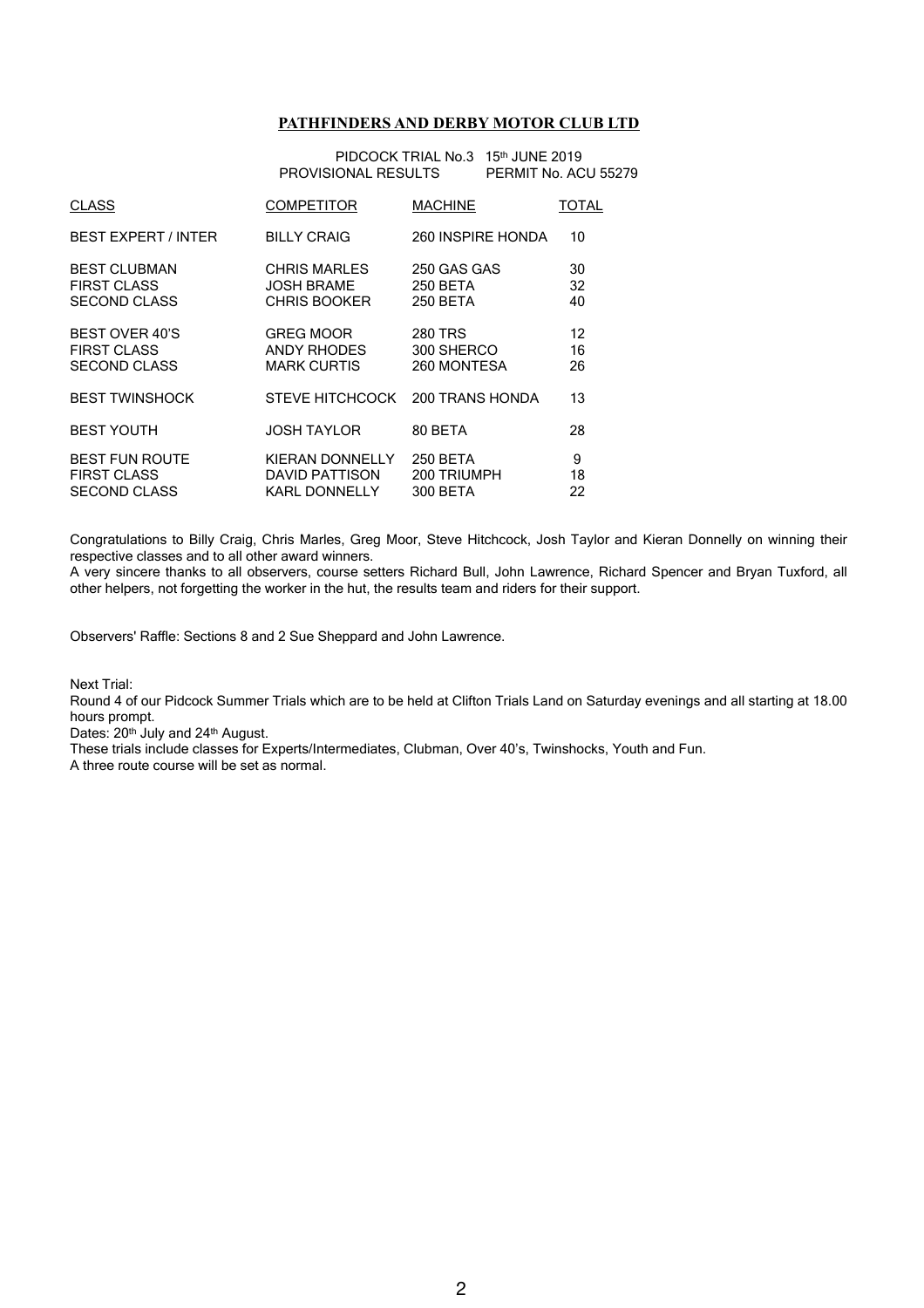**PATHFINDERS AND DERBY MOTOR CLUB LTD**

PIDCOCK TRIAL No.3 15th JUNE 2019
PROVISIONAL RESULTS PERMIT No. ACU 55279

| CLASS | COMPETITOR | MACHINE | TOTAL |
|---|---|---|---|
| BEST EXPERT / INTER | BILLY CRAIG | 260 INSPIRE HONDA | 10 |
| BEST CLUBMAN | CHRIS MARLES | 250 GAS GAS | 30 |
| FIRST CLASS | JOSH BRAME | 250 BETA | 32 |
| SECOND CLASS | CHRIS BOOKER | 250 BETA | 40 |
| BEST OVER 40'S | GREG MOOR | 280 TRS | 12 |
| FIRST CLASS | ANDY RHODES | 300 SHERCO | 16 |
| SECOND CLASS | MARK CURTIS | 260 MONTESA | 26 |
| BEST TWINSHOCK | STEVE HITCHCOCK | 200 TRANS HONDA | 13 |
| BEST YOUTH | JOSH TAYLOR | 80 BETA | 28 |
| BEST FUN ROUTE | KIERAN DONNELLY | 250 BETA | 9 |
| FIRST CLASS | DAVID PATTISON | 200 TRIUMPH | 18 |
| SECOND CLASS | KARL DONNELLY | 300 BETA | 22 |

Congratulations to Billy Craig, Chris Marles, Greg Moor, Steve Hitchcock, Josh Taylor and Kieran Donnelly on winning their respective classes and to all other award winners.
A very sincere thanks to all observers, course setters Richard Bull, John Lawrence, Richard Spencer and Bryan Tuxford, all other helpers, not forgetting the worker in the hut, the results team and riders for their support.

Observers' Raffle: Sections 8 and 2 Sue Sheppard and John Lawrence.

Next Trial:
Round 4 of our Pidcock Summer Trials which are to be held at Clifton Trials Land on Saturday evenings and all starting at 18.00 hours prompt.
Dates: 20th July and 24th August.
These trials include classes for Experts/Intermediates, Clubman, Over 40's, Twinshocks, Youth and Fun.
A three route course will be set as normal.